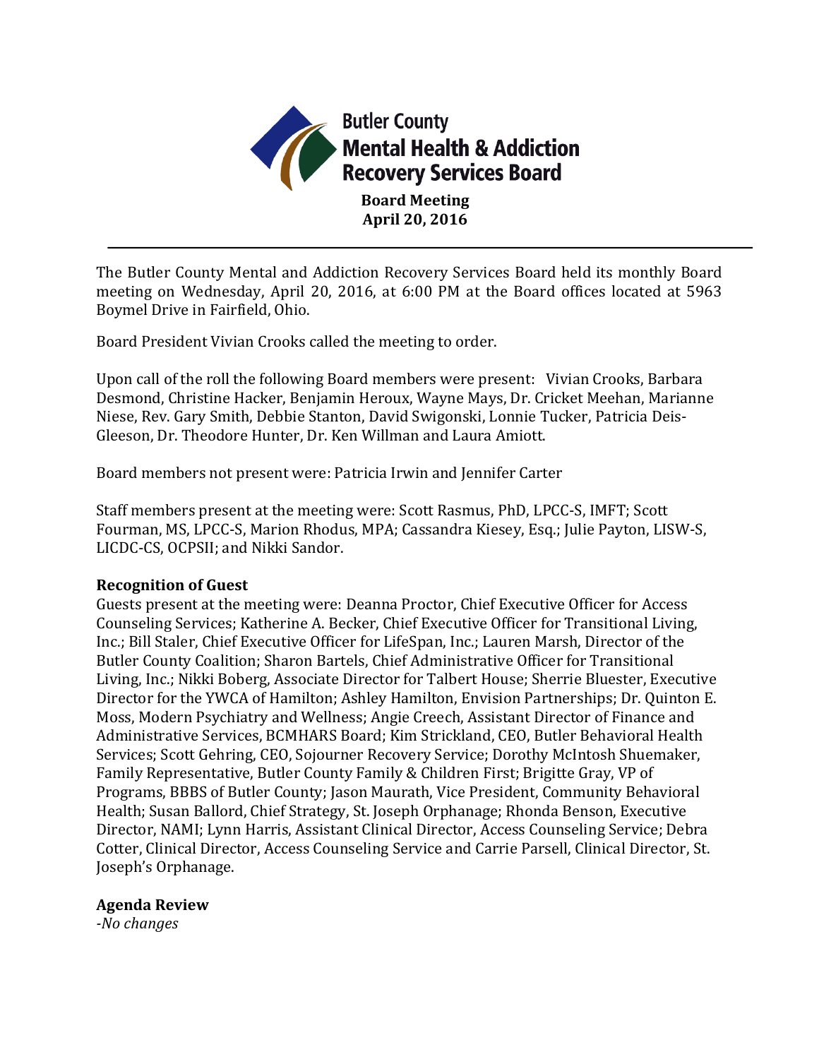**Butler County**
**Mental Health & Addiction Recovery Services Board**

**Board Meeting**
**April 20, 2016**

---

The Butler County Mental and Addiction Recovery Services Board held its monthly Board meeting on Wednesday, April 20, 2016, at 6:00 PM at the Board offices located at 5963 Boymel Drive in Fairfield, Ohio.

Board President Vivian Crooks called the meeting to order.

Upon call of the roll the following Board members were present: Vivian Crooks, Barbara Desmond, Christine Hacker, Benjamin Heroux, Wayne Mays, Dr. Cricket Meehan, Marianne Niese, Rev. Gary Smith, Debbie Stanton, David Swigonski, Lonnie Tucker, Patricia Deis-Gleeson, Dr. Theodore Hunter, Dr. Ken Willman and Laura Amiott.

Board members not present were: Patricia Irwin and Jennifer Carter

Staff members present at the meeting were: Scott Rasmus, PhD, LPCC-S, IMFT; Scott Fourman, MS, LPCC-S, Marion Rhodus, MPA; Cassandra Kiesey, Esq.; Julie Payton, LISW-S, LICDC-CS, OCPSII; and Nikki Sandor.

**Recognition of Guest**

Guests present at the meeting were: Deanna Proctor, Chief Executive Officer for Access Counseling Services; Katherine A. Becker, Chief Executive Officer for Transitional Living, Inc.; Bill Staler, Chief Executive Officer for LifeSpan, Inc.; Lauren Marsh, Director of the Butler County Coalition; Sharon Bartels, Chief Administrative Officer for Transitional Living, Inc.; Nikki Boberg, Associate Director for Talbert House; Sherrie Bluester, Executive Director for the YWCA of Hamilton; Ashley Hamilton, Envision Partnerships; Dr. Quinton E. Moss, Modern Psychiatry and Wellness; Angie Creech, Assistant Director of Finance and Administrative Services, BCMHARS Board; Kim Strickland, CEO, Butler Behavioral Health Services; Scott Gehring, CEO, Sojourner Recovery Service; Dorothy McIntosh Shuemaker, Family Representative, Butler County Family & Children First; Brigitte Gray, VP of Programs, BBBS of Butler County; Jason Maurath, Vice President, Community Behavioral Health; Susan Ballord, Chief Strategy, St. Joseph Orphanage; Rhonda Benson, Executive Director, NAMI; Lynn Harris, Assistant Clinical Director, Access Counseling Service; Debra Cotter, Clinical Director, Access Counseling Service and Carrie Parsell, Clinical Director, St. Joseph's Orphanage.

**Agenda Review**

*-No changes*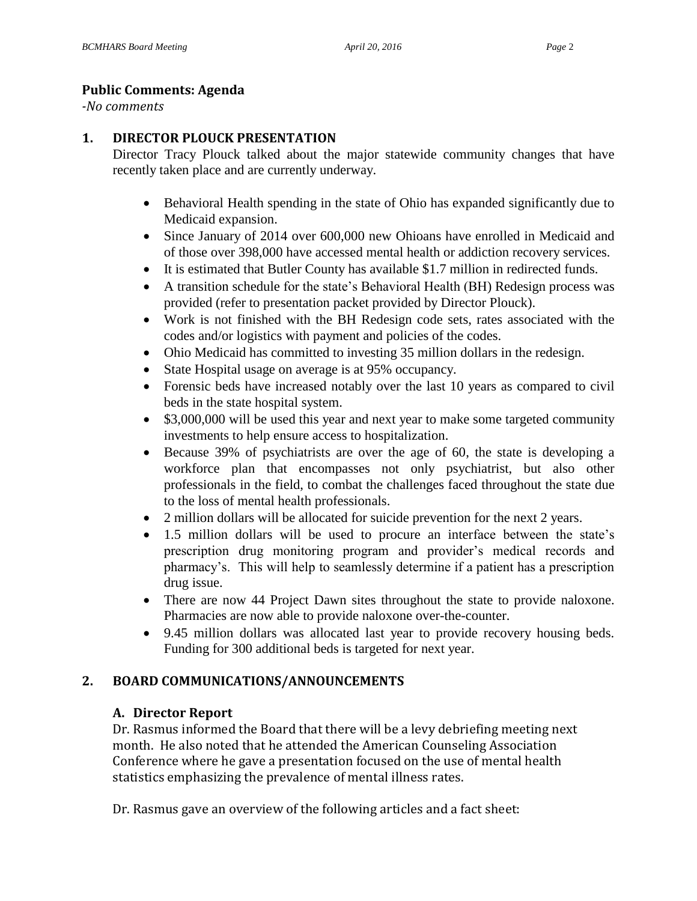**Public Comments: Agenda**

*-No comments*

## 1. DIRECTOR PLOUCK PRESENTATION

Director Tracy Plouck talked about the major statewide community changes that have recently taken place and are currently underway.

- Behavioral Health spending in the state of Ohio has expanded significantly due to Medicaid expansion.
- Since January of 2014 over 600,000 new Ohioans have enrolled in Medicaid and of those over 398,000 have accessed mental health or addiction recovery services.
- It is estimated that Butler County has available $1.7 million in redirected funds.
- A transition schedule for the state's Behavioral Health (BH) Redesign process was provided (refer to presentation packet provided by Director Plouck).
- Work is not finished with the BH Redesign code sets, rates associated with the codes and/or logistics with payment and policies of the codes.
- Ohio Medicaid has committed to investing 35 million dollars in the redesign.
- State Hospital usage on average is at 95% occupancy.
- Forensic beds have increased notably over the last 10 years as compared to civil beds in the state hospital system.
- $3,000,000 will be used this year and next year to make some targeted community investments to help ensure access to hospitalization.
- Because 39% of psychiatrists are over the age of 60, the state is developing a workforce plan that encompasses not only psychiatrist, but also other professionals in the field, to combat the challenges faced throughout the state due to the loss of mental health professionals.
- 2 million dollars will be allocated for suicide prevention for the next 2 years.
- 1.5 million dollars will be used to procure an interface between the state's prescription drug monitoring program and provider's medical records and pharmacy's. This will help to seamlessly determine if a patient has a prescription drug issue.
- There are now 44 Project Dawn sites throughout the state to provide naloxone. Pharmacies are now able to provide naloxone over-the-counter.
- 9.45 million dollars was allocated last year to provide recovery housing beds. Funding for 300 additional beds is targeted for next year.

## 2. BOARD COMMUNICATIONS/ANNOUNCEMENTS

### A. Director Report

Dr. Rasmus informed the Board that there will be a levy debriefing meeting next month. He also noted that he attended the American Counseling Association Conference where he gave a presentation focused on the use of mental health statistics emphasizing the prevalence of mental illness rates.

Dr. Rasmus gave an overview of the following articles and a fact sheet: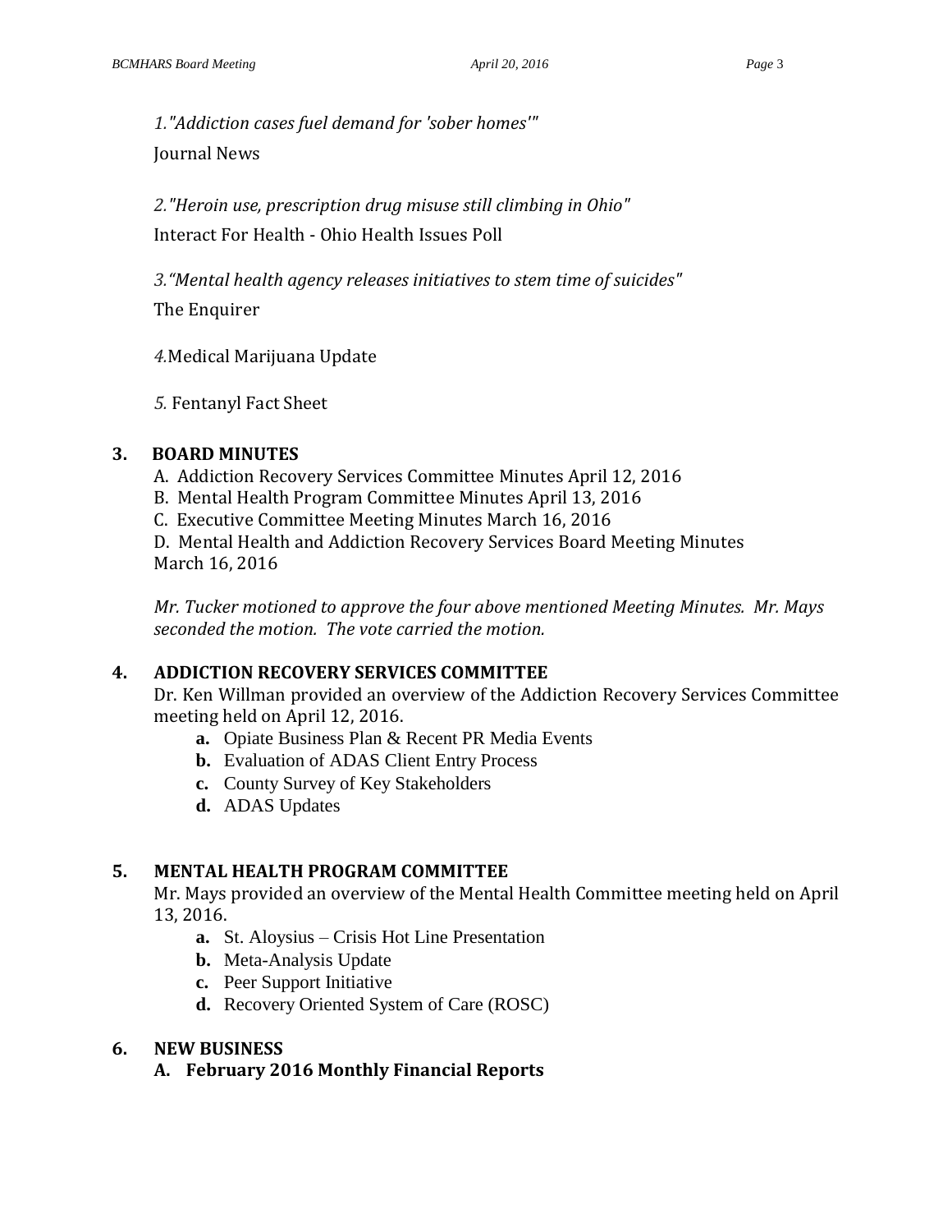*1."Addiction cases fuel demand for 'sober homes'"*

Journal News

*2."Heroin use, prescription drug misuse still climbing in Ohio"*

Interact For Health - Ohio Health Issues Poll

*3."Mental health agency releases initiatives to stem time of suicides"*

The Enquirer

*4.*Medical Marijuana Update

*5.* Fentanyl Fact Sheet

## 3. BOARD MINUTES

A. Addiction Recovery Services Committee Minutes April 12, 2016
B. Mental Health Program Committee Minutes April 13, 2016
C. Executive Committee Meeting Minutes March 16, 2016
D. Mental Health and Addiction Recovery Services Board Meeting Minutes March 16, 2016

*Mr. Tucker motioned to approve the four above mentioned Meeting Minutes. Mr. Mays seconded the motion. The vote carried the motion.*

## 4. ADDICTION RECOVERY SERVICES COMMITTEE

Dr. Ken Willman provided an overview of the Addiction Recovery Services Committee meeting held on April 12, 2016.

- **a.** Opiate Business Plan & Recent PR Media Events
- **b.** Evaluation of ADAS Client Entry Process
- **c.** County Survey of Key Stakeholders
- **d.** ADAS Updates

## 5. MENTAL HEALTH PROGRAM COMMITTEE

Mr. Mays provided an overview of the Mental Health Committee meeting held on April 13, 2016.

- **a.** St. Aloysius – Crisis Hot Line Presentation
- **b.** Meta-Analysis Update
- **c.** Peer Support Initiative
- **d.** Recovery Oriented System of Care (ROSC)

## 6. NEW BUSINESS

### A. February 2016 Monthly Financial Reports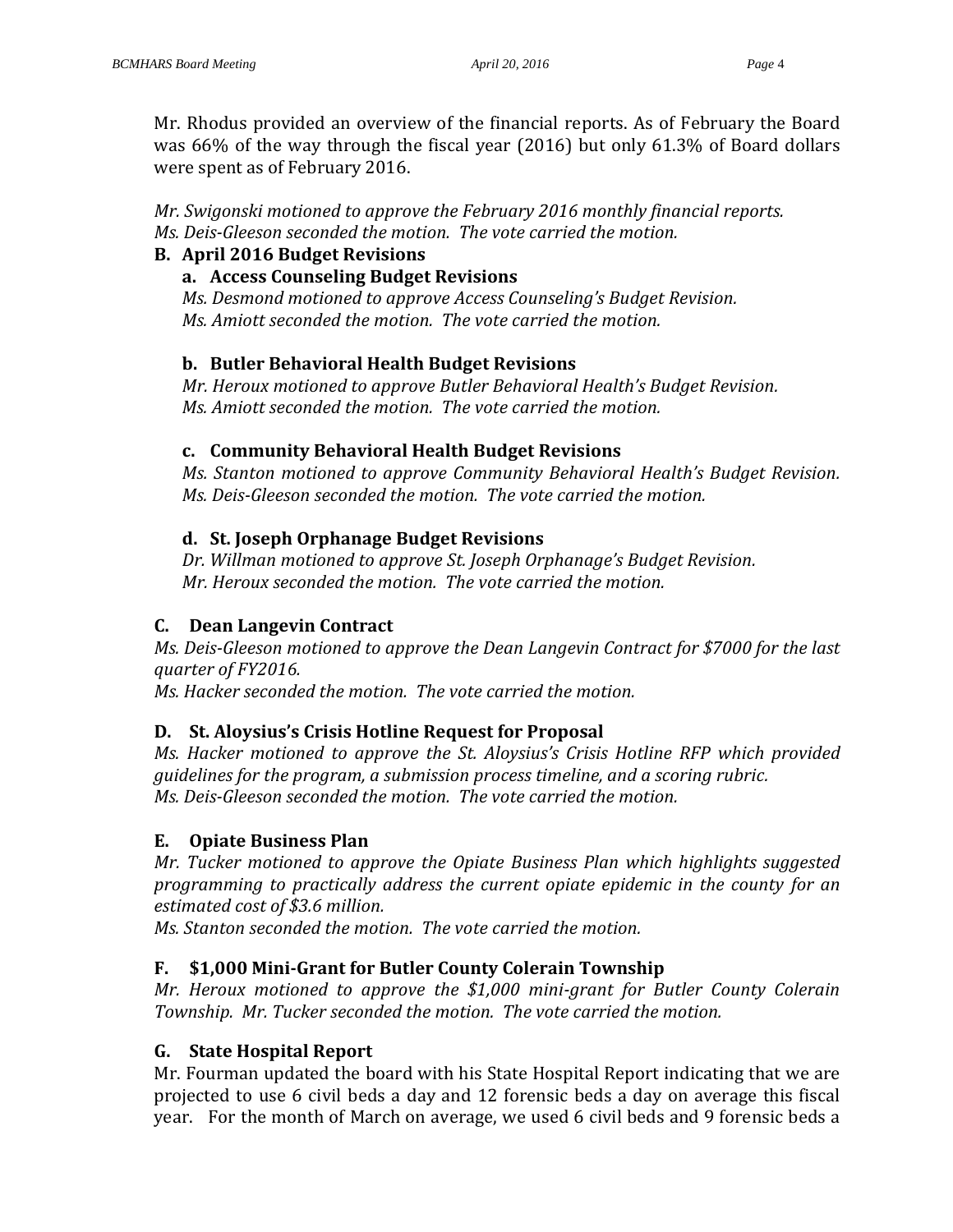Mr. Rhodus provided an overview of the financial reports. As of February the Board was 66% of the way through the fiscal year (2016) but only 61.3% of Board dollars were spent as of February 2016.

*Mr. Swigonski motioned to approve the February 2016 monthly financial reports. Ms. Deis-Gleeson seconded the motion. The vote carried the motion.*

**B. April 2016 Budget Revisions**

**a. Access Counseling Budget Revisions**

*Ms. Desmond motioned to approve Access Counseling's Budget Revision. Ms. Amiott seconded the motion. The vote carried the motion.*

**b. Butler Behavioral Health Budget Revisions**

*Mr. Heroux motioned to approve Butler Behavioral Health's Budget Revision. Ms. Amiott seconded the motion. The vote carried the motion.*

**c. Community Behavioral Health Budget Revisions**

*Ms. Stanton motioned to approve Community Behavioral Health's Budget Revision. Ms. Deis-Gleeson seconded the motion. The vote carried the motion.*

**d. St. Joseph Orphanage Budget Revisions**

*Dr. Willman motioned to approve St. Joseph Orphanage's Budget Revision. Mr. Heroux seconded the motion. The vote carried the motion.*

**C. Dean Langevin Contract**

*Ms. Deis-Gleeson motioned to approve the Dean Langevin Contract for $7000 for the last quarter of FY2016.*

*Ms. Hacker seconded the motion. The vote carried the motion.*

**D. St. Aloysius's Crisis Hotline Request for Proposal**

*Ms. Hacker motioned to approve the St. Aloysius's Crisis Hotline RFP which provided guidelines for the program, a submission process timeline, and a scoring rubric.*

*Ms. Deis-Gleeson seconded the motion. The vote carried the motion.*

**E. Opiate Business Plan**

*Mr. Tucker motioned to approve the Opiate Business Plan which highlights suggested programming to practically address the current opiate epidemic in the county for an estimated cost of $3.6 million.*

*Ms. Stanton seconded the motion. The vote carried the motion.*

**F. $1,000 Mini-Grant for Butler County Colerain Township**

*Mr. Heroux motioned to approve the $1,000 mini-grant for Butler County Colerain Township. Mr. Tucker seconded the motion. The vote carried the motion.*

**G. State Hospital Report**

Mr. Fourman updated the board with his State Hospital Report indicating that we are projected to use 6 civil beds a day and 12 forensic beds a day on average this fiscal year. For the month of March on average, we used 6 civil beds and 9 forensic beds a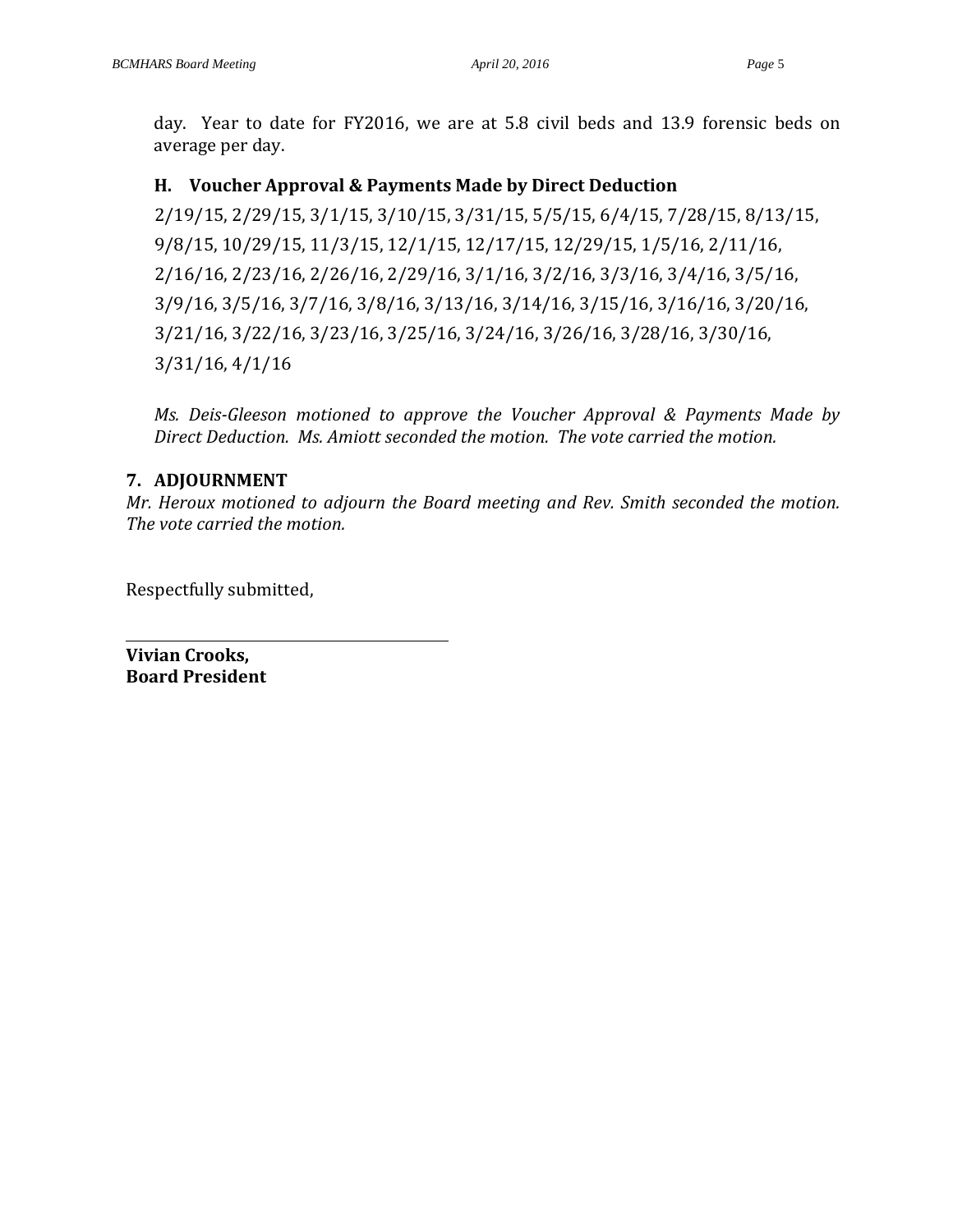day. Year to date for FY2016, we are at 5.8 civil beds and 13.9 forensic beds on average per day.

### H. Voucher Approval & Payments Made by Direct Deduction

2/19/15, 2/29/15, 3/1/15, 3/10/15, 3/31/15, 5/5/15, 6/4/15, 7/28/15, 8/13/15, 9/8/15, 10/29/15, 11/3/15, 12/1/15, 12/17/15, 12/29/15, 1/5/16, 2/11/16, 2/16/16, 2/23/16, 2/26/16, 2/29/16, 3/1/16, 3/2/16, 3/3/16, 3/4/16, 3/5/16, 3/9/16, 3/5/16, 3/7/16, 3/8/16, 3/13/16, 3/14/16, 3/15/16, 3/16/16, 3/20/16, 3/21/16, 3/22/16, 3/23/16, 3/25/16, 3/24/16, 3/26/16, 3/28/16, 3/30/16, 3/31/16, 4/1/16

*Ms. Deis-Gleeson motioned to approve the Voucher Approval & Payments Made by Direct Deduction. Ms. Amiott seconded the motion. The vote carried the motion.*

## 7. ADJOURNMENT

*Mr. Heroux motioned to adjourn the Board meeting and Rev. Smith seconded the motion. The vote carried the motion.*

Respectfully submitted,

\_\_\_\_\_\_\_\_\_\_\_\_\_\_\_\_\_\_\_\_\_\_\_\_\_\_\_\_\_\_\_\_\_\_\_\_\_\_

**Vivian Crooks,**
**Board President**